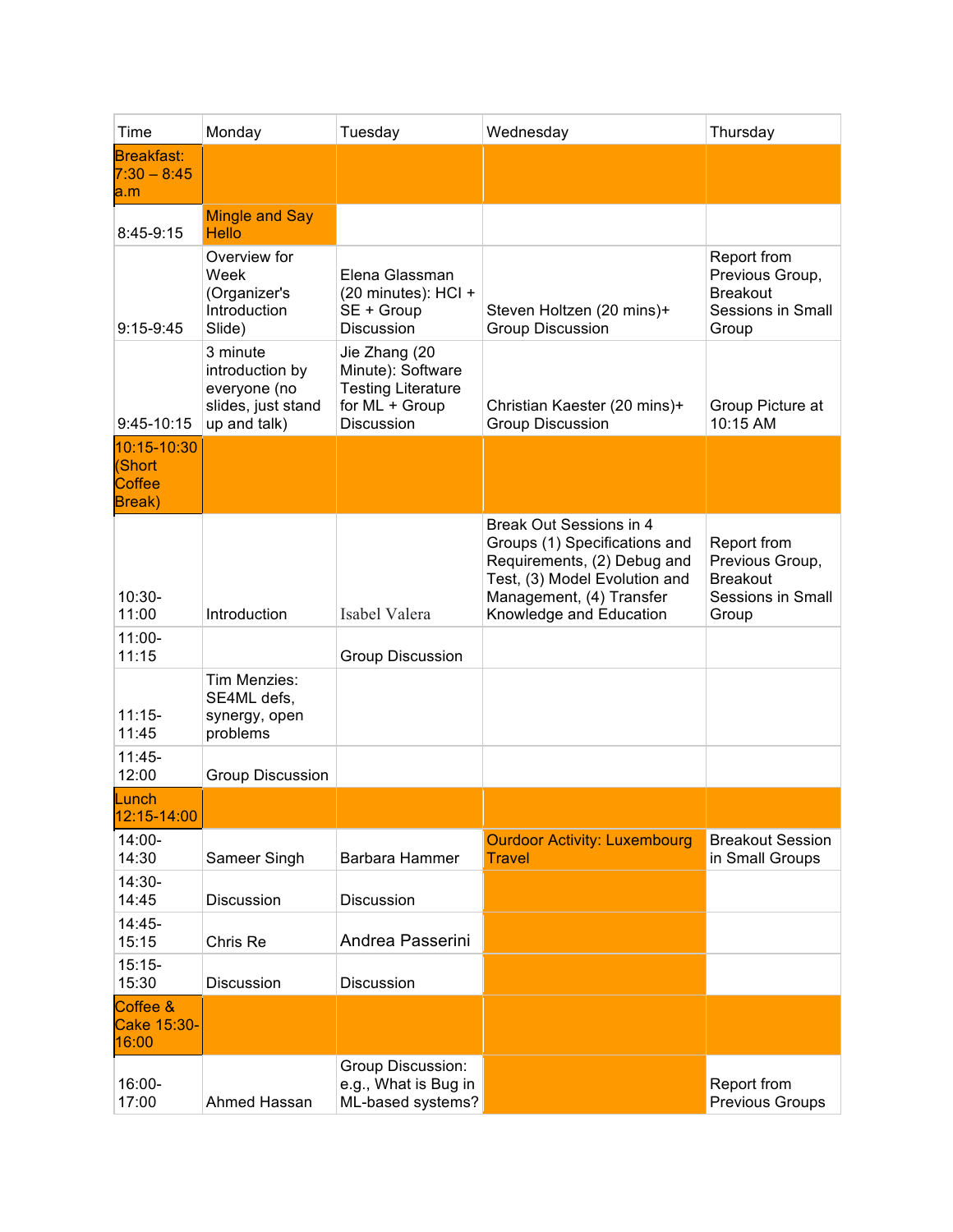| Time | Monday | Tuesday | Wednesday | Thursday |
|---|---|---|---|---|
| Breakfast: 7:30 – 8:45 a.m | | | | |
| 8:45-9:15 | Mingle and Say Hello | | | |
| 9:15-9:45 | Overview for Week (Organizer's Introduction Slide) | Elena Glassman (20 minutes): HCI + SE + Group Discussion | Steven Holtzen (20 mins)+ Group Discussion | Report from Previous Group, Breakout Sessions in Small Group |
| 9:45-10:15 | 3 minute introduction by everyone (no slides, just stand up and talk) | Jie Zhang (20 Minute): Software Testing Literature for ML + Group Discussion | Christian Kaester (20 mins)+ Group Discussion | Group Picture at 10:15 AM |
| 10:15-10:30 (Short Coffee Break) | | | | |
| 10:30-11:00 | Introduction | Isabel Valera | Break Out Sessions in 4 Groups (1) Specifications and Requirements, (2) Debug and Test, (3) Model Evolution and Management, (4) Transfer Knowledge and Education | Report from Previous Group, Breakout Sessions in Small Group |
| 11:00-11:15 | | Group Discussion | | |
| 11:15-11:45 | Tim Menzies: SE4ML defs, synergy, open problems | | | |
| 11:45-12:00 | Group Discussion | | | |
| Lunch 12:15-14:00 | | | | |
| 14:00-14:30 | Sameer Singh | Barbara Hammer | Ourdoor Activity: Luxembourg Travel | Breakout Session in Small Groups |
| 14:30-14:45 | Discussion | Discussion | | |
| 14:45-15:15 | Chris Re | Andrea Passerini | | |
| 15:15-15:30 | Discussion | Discussion | | |
| Coffee & Cake 15:30-16:00 | | | | |
| 16:00-17:00 | Ahmed Hassan | Group Discussion: e.g., What is Bug in ML-based systems? | | Report from Previous Groups |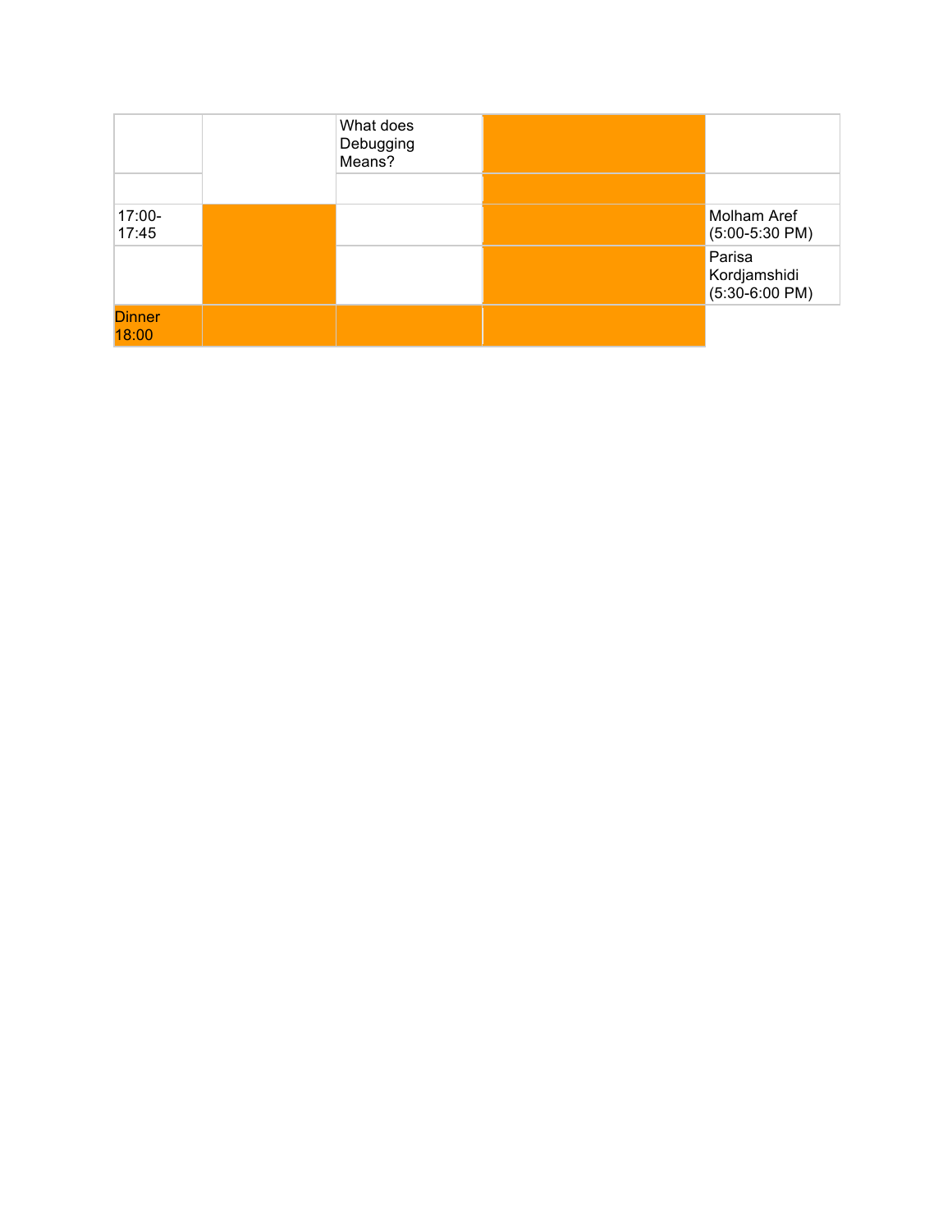| | | | | |
|---|---|---|---|---|
| | | What does Debugging Means? | | |
| | | | | |
| 17:00-17:45 | | | | Molham Aref (5:00-5:30 PM) |
| | | | | Parisa Kordjamshidi (5:30-6:00 PM) |
| Dinner 18:00 | | | | |